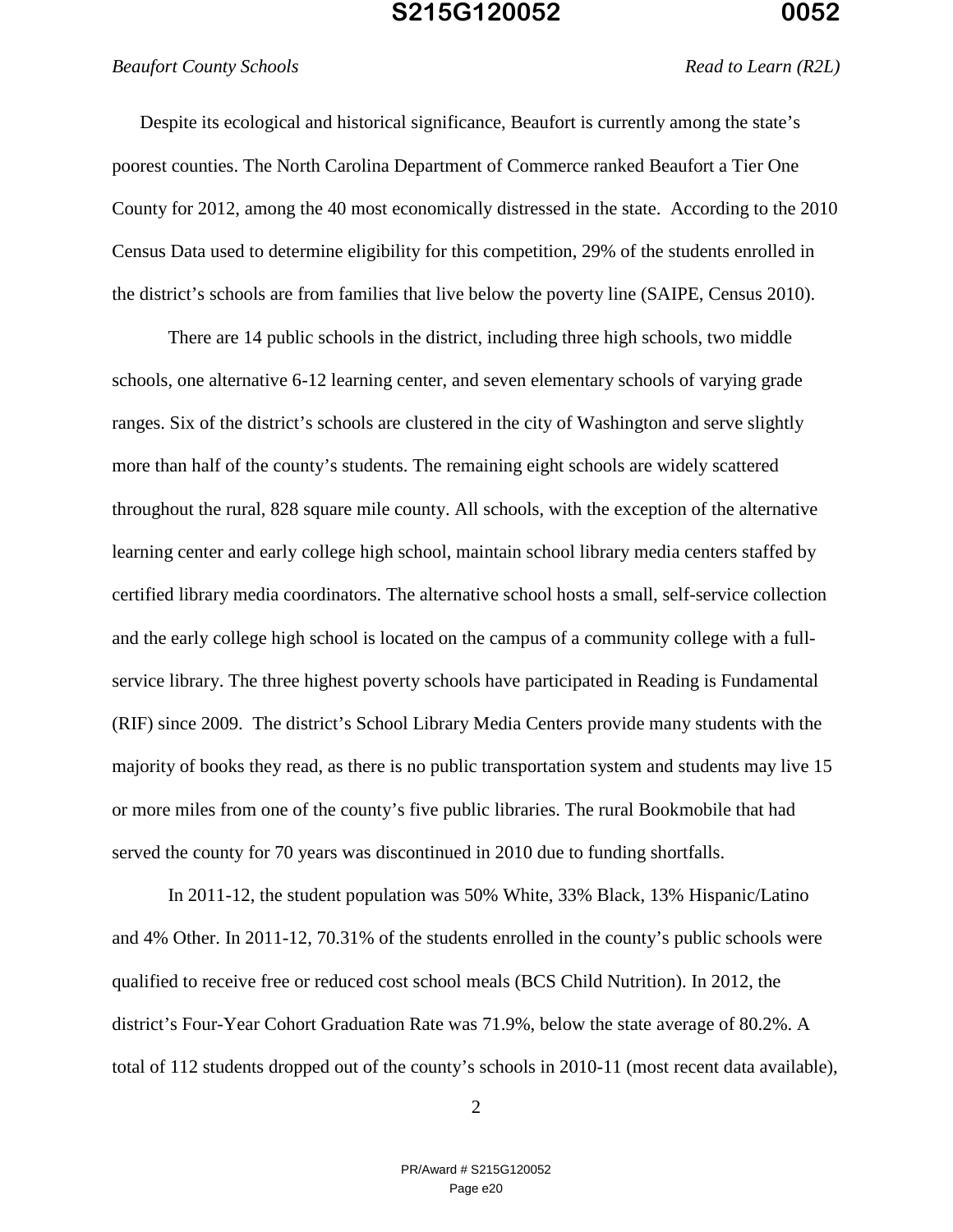Despite its ecological and historical significance, Beaufort is currently among the state's poorest counties. The North Carolina Department of Commerce ranked Beaufort a Tier One County for 2012, among the 40 most economically distressed in the state. According to the 2010 Census Data used to determine eligibility for this competition, 29% of the students enrolled in the district's schools are from families that live below the poverty line (SAIPE, Census 2010).

There are 14 public schools in the district, including three high schools, two middle schools, one alternative 6-12 learning center, and seven elementary schools of varying grade ranges. Six of the district's schools are clustered in the city of Washington and serve slightly more than half of the county's students. The remaining eight schools are widely scattered throughout the rural, 828 square mile county. All schools, with the exception of the alternative learning center and early college high school, maintain school library media centers staffed by certified library media coordinators. The alternative school hosts a small, self-service collection and the early college high school is located on the campus of a community college with a full-service library. The three highest poverty schools have participated in Reading is Fundamental (RIF) since 2009. The district's School Library Media Centers provide many students with the majority of books they read, as there is no public transportation system and students may live 15 or more miles from one of the county's five public libraries. The rural Bookmobile that had served the county for 70 years was discontinued in 2010 due to funding shortfalls.

In 2011-12, the student population was 50% White, 33% Black, 13% Hispanic/Latino and 4% Other. In 2011-12, 70.31% of the students enrolled in the county's public schools were qualified to receive free or reduced cost school meals (BCS Child Nutrition). In 2012, the district's Four-Year Cohort Graduation Rate was 71.9%, below the state average of 80.2%. A total of 112 students dropped out of the county's schools in 2010-11 (most recent data available),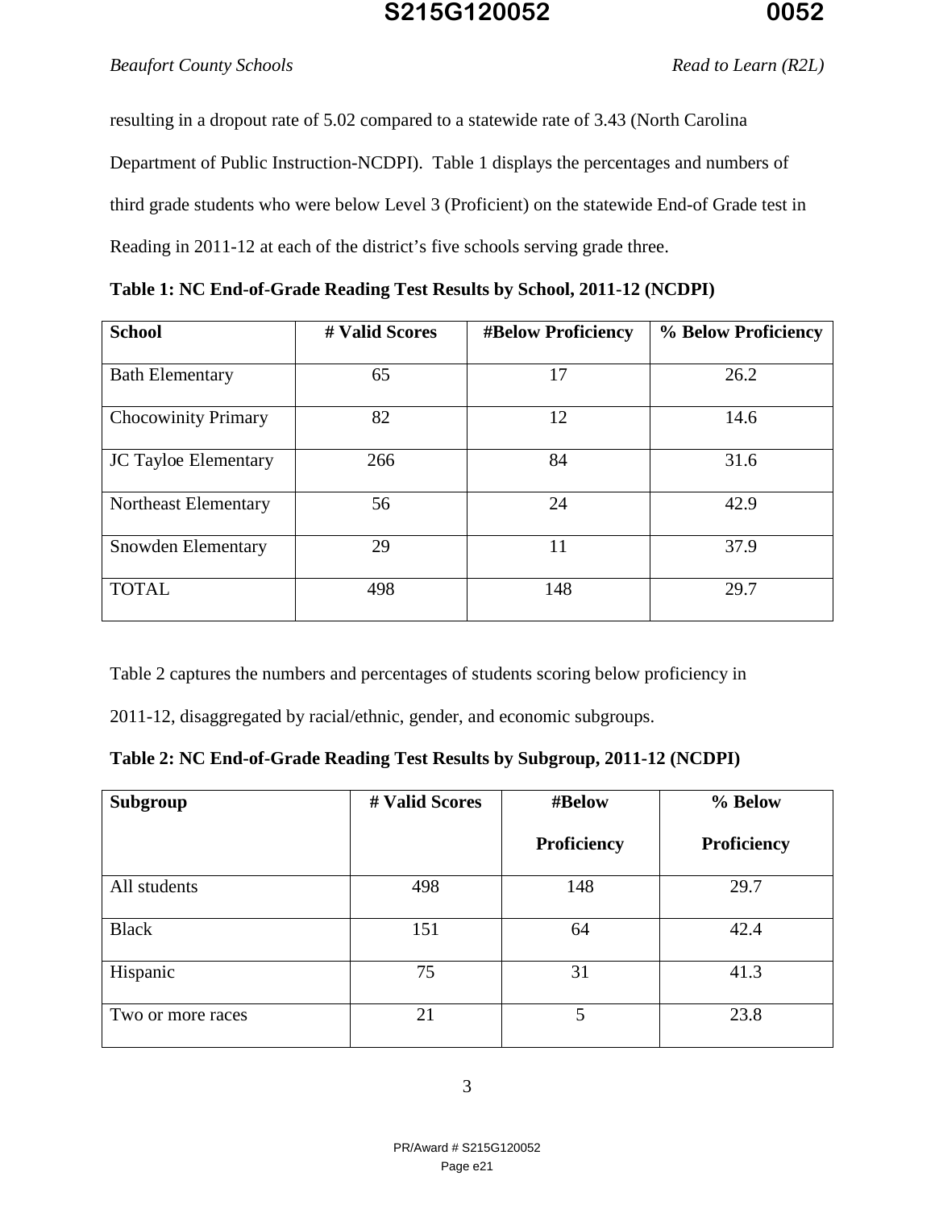resulting in a dropout rate of 5.02 compared to a statewide rate of 3.43 (North Carolina Department of Public Instruction-NCDPI). Table 1 displays the percentages and numbers of third grade students who were below Level 3 (Proficient) on the statewide End-of Grade test in Reading in 2011-12 at each of the district's five schools serving grade three.

**Table 1: NC End-of-Grade Reading Test Results by School, 2011-12 (NCDPI)**

| School | # Valid Scores | #Below Proficiency | % Below Proficiency |
|---|---|---|---|
| Bath Elementary | 65 | 17 | 26.2 |
| Chocowinity Primary | 82 | 12 | 14.6 |
| JC Tayloe Elementary | 266 | 84 | 31.6 |
| Northeast Elementary | 56 | 24 | 42.9 |
| Snowden Elementary | 29 | 11 | 37.9 |
| TOTAL | 498 | 148 | 29.7 |

Table 2 captures the numbers and percentages of students scoring below proficiency in 2011-12, disaggregated by racial/ethnic, gender, and economic subgroups.

**Table 2: NC End-of-Grade Reading Test Results by Subgroup, 2011-12 (NCDPI)**

| Subgroup | # Valid Scores | #Below Proficiency | % Below Proficiency |
|---|---|---|---|
| All students | 498 | 148 | 29.7 |
| Black | 151 | 64 | 42.4 |
| Hispanic | 75 | 31 | 41.3 |
| Two or more races | 21 | 5 | 23.8 |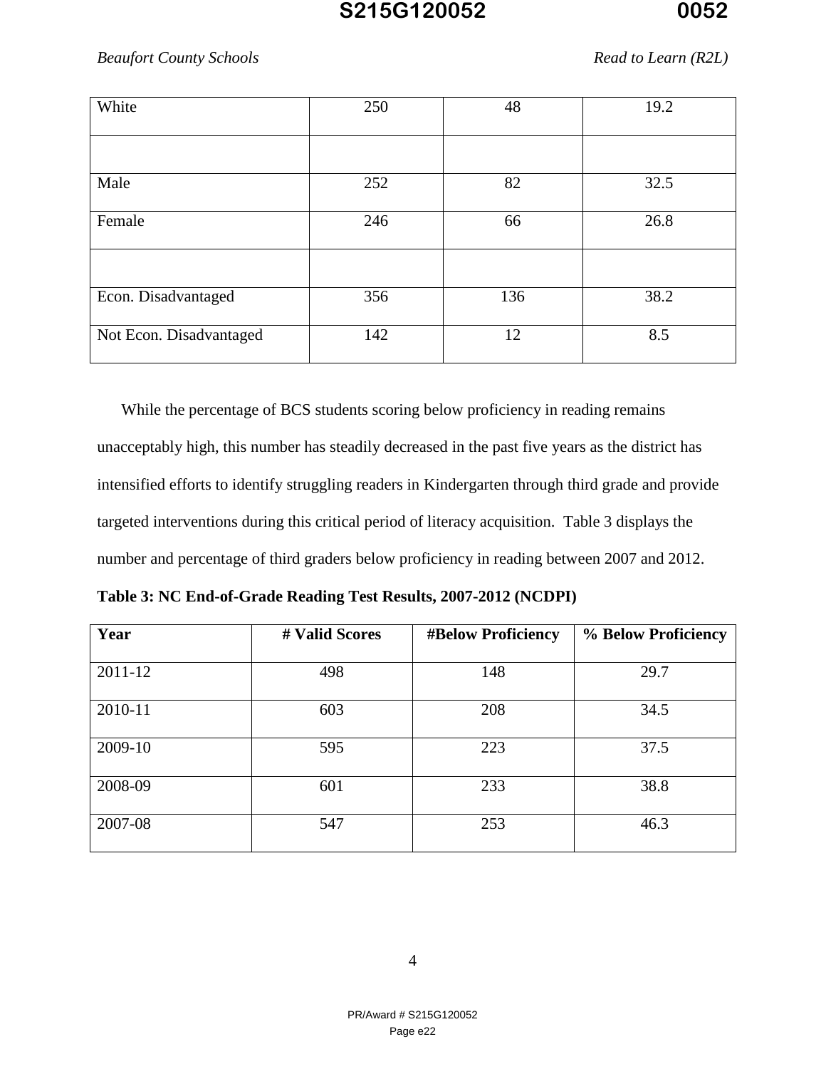| White | 250 | 48 | 19.2 |
|---|---|---|---|
| | | | |
| Male | 252 | 82 | 32.5 |
| Female | 246 | 66 | 26.8 |
| | | | |
| Econ. Disadvantaged | 356 | 136 | 38.2 |
| Not Econ. Disadvantaged | 142 | 12 | 8.5 |

While the percentage of BCS students scoring below proficiency in reading remains unacceptably high, this number has steadily decreased in the past five years as the district has intensified efforts to identify struggling readers in Kindergarten through third grade and provide targeted interventions during this critical period of literacy acquisition. Table 3 displays the number and percentage of third graders below proficiency in reading between 2007 and 2012.

**Table 3: NC End-of-Grade Reading Test Results, 2007-2012 (NCDPI)**

| Year | # Valid Scores | #Below Proficiency | % Below Proficiency |
|---|---|---|---|
| 2011-12 | 498 | 148 | 29.7 |
| 2010-11 | 603 | 208 | 34.5 |
| 2009-10 | 595 | 223 | 37.5 |
| 2008-09 | 601 | 233 | 38.8 |
| 2007-08 | 547 | 253 | 46.3 |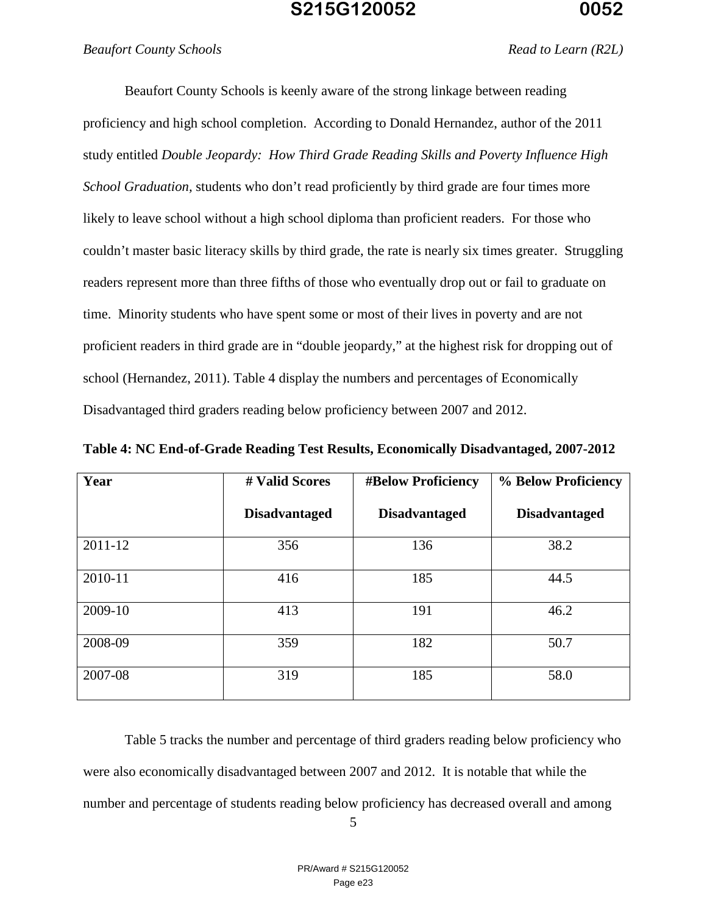Beaufort County Schools is keenly aware of the strong linkage between reading proficiency and high school completion. According to Donald Hernandez, author of the 2011 study entitled *Double Jeopardy: How Third Grade Reading Skills and Poverty Influence High School Graduation,* students who don't read proficiently by third grade are four times more likely to leave school without a high school diploma than proficient readers. For those who couldn't master basic literacy skills by third grade, the rate is nearly six times greater. Struggling readers represent more than three fifths of those who eventually drop out or fail to graduate on time. Minority students who have spent some or most of their lives in poverty and are not proficient readers in third grade are in "double jeopardy," at the highest risk for dropping out of school (Hernandez, 2011). Table 4 display the numbers and percentages of Economically Disadvantaged third graders reading below proficiency between 2007 and 2012.

**Table 4: NC End-of-Grade Reading Test Results, Economically Disadvantaged, 2007-2012**

| Year | # Valid Scores Disadvantaged | #Below Proficiency Disadvantaged | % Below Proficiency Disadvantaged |
|---|---|---|---|
| 2011-12 | 356 | 136 | 38.2 |
| 2010-11 | 416 | 185 | 44.5 |
| 2009-10 | 413 | 191 | 46.2 |
| 2008-09 | 359 | 182 | 50.7 |
| 2007-08 | 319 | 185 | 58.0 |

Table 5 tracks the number and percentage of third graders reading below proficiency who were also economically disadvantaged between 2007 and 2012. It is notable that while the number and percentage of students reading below proficiency has decreased overall and among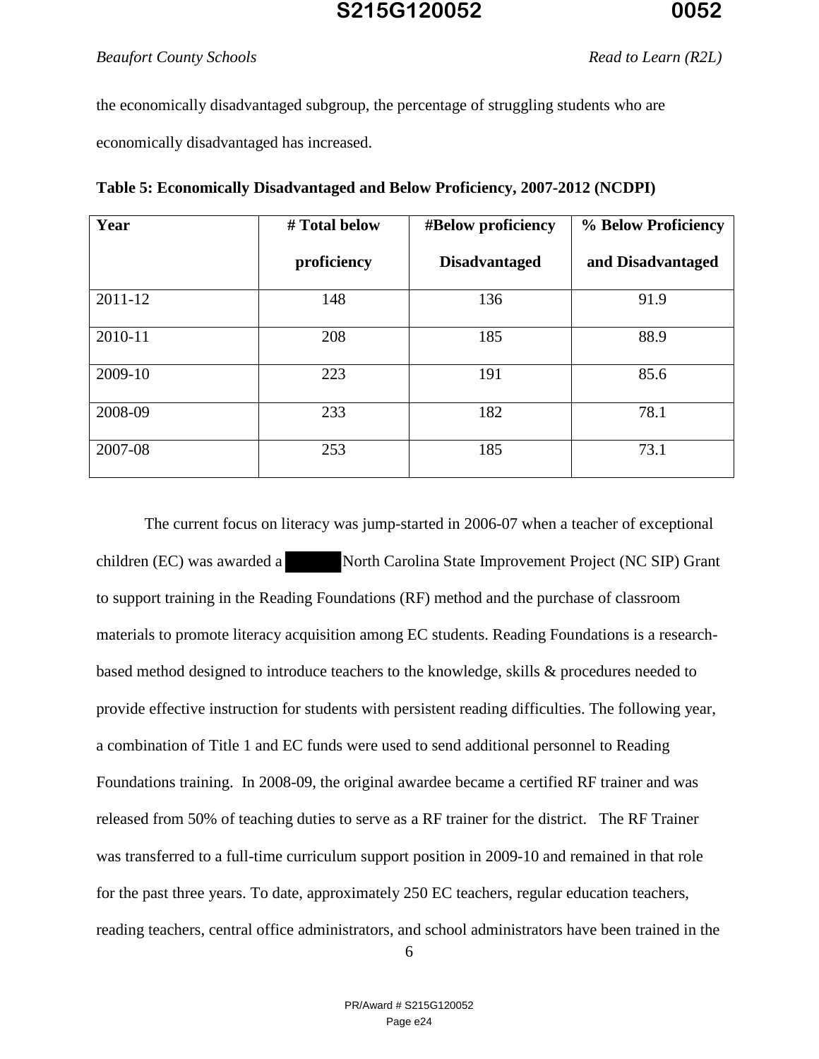the economically disadvantaged subgroup, the percentage of struggling students who are economically disadvantaged has increased.

**Table 5: Economically Disadvantaged and Below Proficiency, 2007-2012 (NCDPI)**

| Year | # Total below proficiency | #Below proficiency Disadvantaged | % Below Proficiency and Disadvantaged |
|---|---|---|---|
| 2011-12 | 148 | 136 | 91.9 |
| 2010-11 | 208 | 185 | 88.9 |
| 2009-10 | 223 | 191 | 85.6 |
| 2008-09 | 233 | 182 | 78.1 |
| 2007-08 | 253 | 185 | 73.1 |

The current focus on literacy was jump-started in 2006-07 when a teacher of exceptional children (EC) was awarded a North Carolina State Improvement Project (NC SIP) Grant to support training in the Reading Foundations (RF) method and the purchase of classroom materials to promote literacy acquisition among EC students. Reading Foundations is a research-based method designed to introduce teachers to the knowledge, skills & procedures needed to provide effective instruction for students with persistent reading difficulties. The following year, a combination of Title 1 and EC funds were used to send additional personnel to Reading Foundations training. In 2008-09, the original awardee became a certified RF trainer and was released from 50% of teaching duties to serve as a RF trainer for the district. The RF Trainer was transferred to a full-time curriculum support position in 2009-10 and remained in that role for the past three years. To date, approximately 250 EC teachers, regular education teachers, reading teachers, central office administrators, and school administrators have been trained in the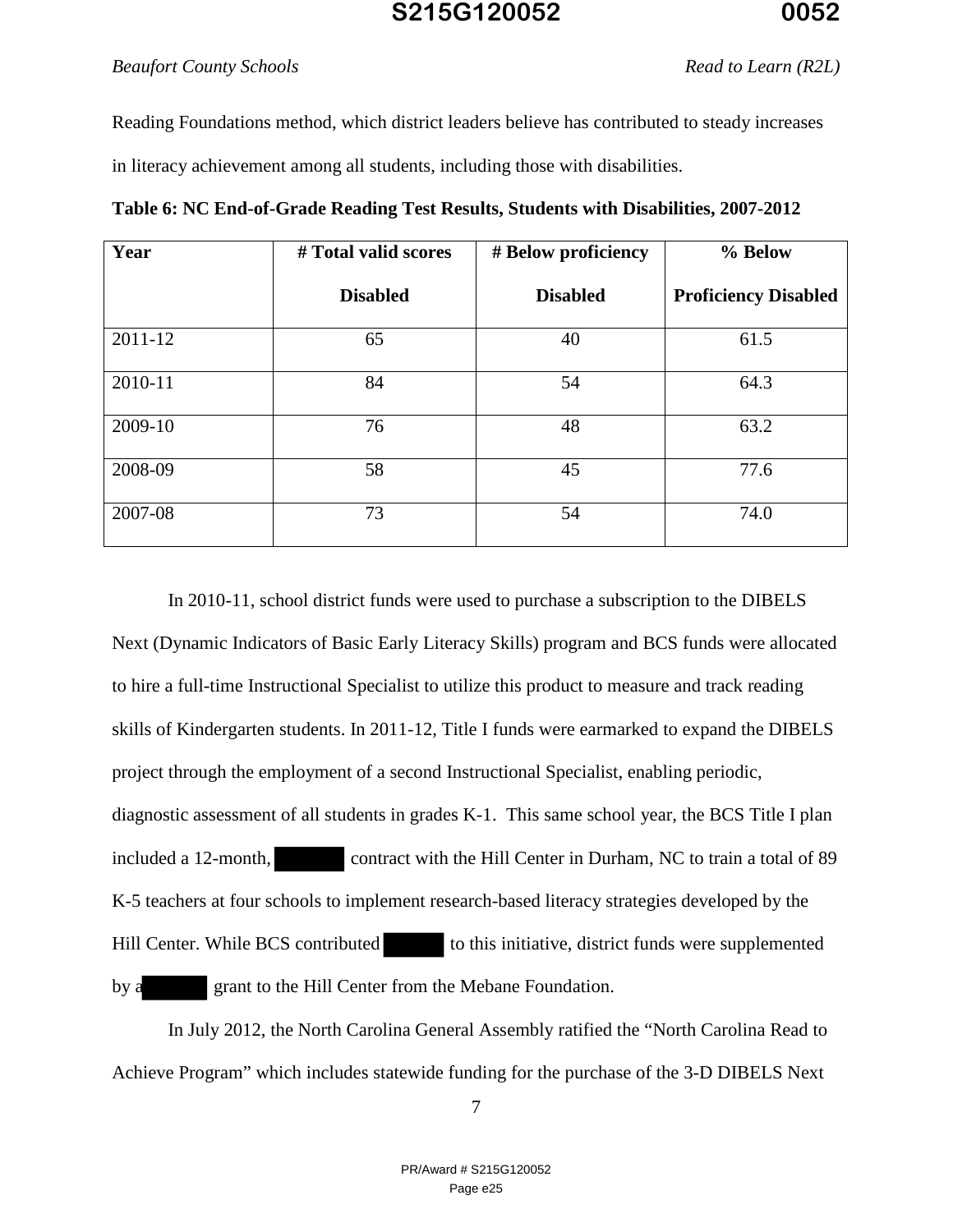Reading Foundations method, which district leaders believe has contributed to steady increases in literacy achievement among all students, including those with disabilities.

**Table 6: NC End-of-Grade Reading Test Results, Students with Disabilities, 2007-2012**

| Year | # Total valid scores Disabled | # Below proficiency Disabled | % Below Proficiency Disabled |
|---|---|---|---|
| 2011-12 | 65 | 40 | 61.5 |
| 2010-11 | 84 | 54 | 64.3 |
| 2009-10 | 76 | 48 | 63.2 |
| 2008-09 | 58 | 45 | 77.6 |
| 2007-08 | 73 | 54 | 74.0 |

In 2010-11, school district funds were used to purchase a subscription to the DIBELS Next (Dynamic Indicators of Basic Early Literacy Skills) program and BCS funds were allocated to hire a full-time Instructional Specialist to utilize this product to measure and track reading skills of Kindergarten students. In 2011-12, Title I funds were earmarked to expand the DIBELS project through the employment of a second Instructional Specialist, enabling periodic, diagnostic assessment of all students in grades K-1. This same school year, the BCS Title I plan included a 12-month, [redacted] contract with the Hill Center in Durham, NC to train a total of 89 K-5 teachers at four schools to implement research-based literacy strategies developed by the Hill Center. While BCS contributed [redacted] to this initiative, district funds were supplemented by a [redacted] grant to the Hill Center from the Mebane Foundation.

In July 2012, the North Carolina General Assembly ratified the "North Carolina Read to Achieve Program" which includes statewide funding for the purchase of the 3-D DIBELS Next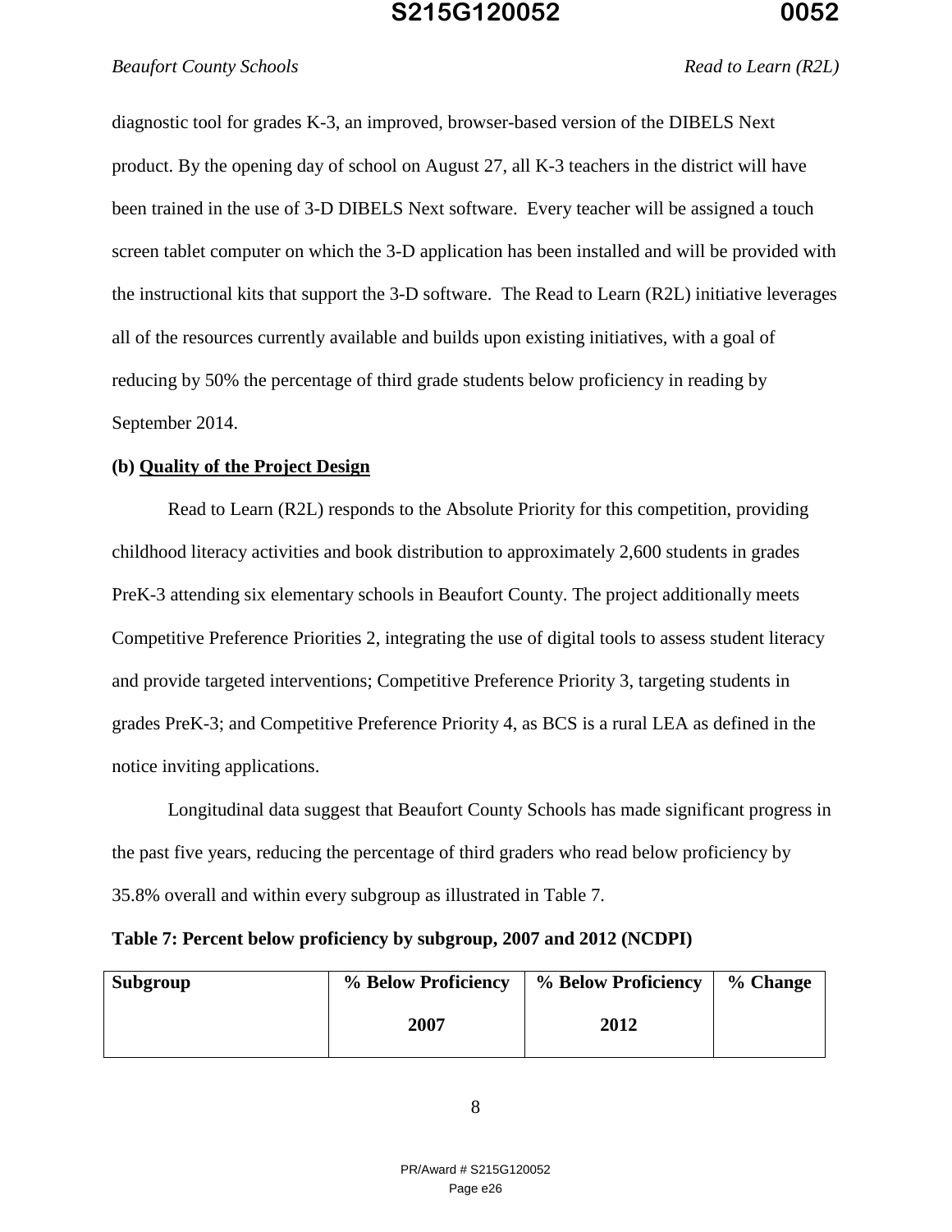diagnostic tool for grades K-3, an improved, browser-based version of the DIBELS Next product. By the opening day of school on August 27, all K-3 teachers in the district will have been trained in the use of 3-D DIBELS Next software. Every teacher will be assigned a touch screen tablet computer on which the 3-D application has been installed and will be provided with the instructional kits that support the 3-D software. The Read to Learn (R2L) initiative leverages all of the resources currently available and builds upon existing initiatives, with a goal of reducing by 50% the percentage of third grade students below proficiency in reading by September 2014.

**(b) Quality of the Project Design**

Read to Learn (R2L) responds to the Absolute Priority for this competition, providing childhood literacy activities and book distribution to approximately 2,600 students in grades PreK-3 attending six elementary schools in Beaufort County. The project additionally meets Competitive Preference Priorities 2, integrating the use of digital tools to assess student literacy and provide targeted interventions; Competitive Preference Priority 3, targeting students in grades PreK-3; and Competitive Preference Priority 4, as BCS is a rural LEA as defined in the notice inviting applications.

Longitudinal data suggest that Beaufort County Schools has made significant progress in the past five years, reducing the percentage of third graders who read below proficiency by 35.8% overall and within every subgroup as illustrated in Table 7.

**Table 7: Percent below proficiency by subgroup, 2007 and 2012 (NCDPI)**

| Subgroup | % Below Proficiency 2007 | % Below Proficiency 2012 | % Change |
|---|---|---|---|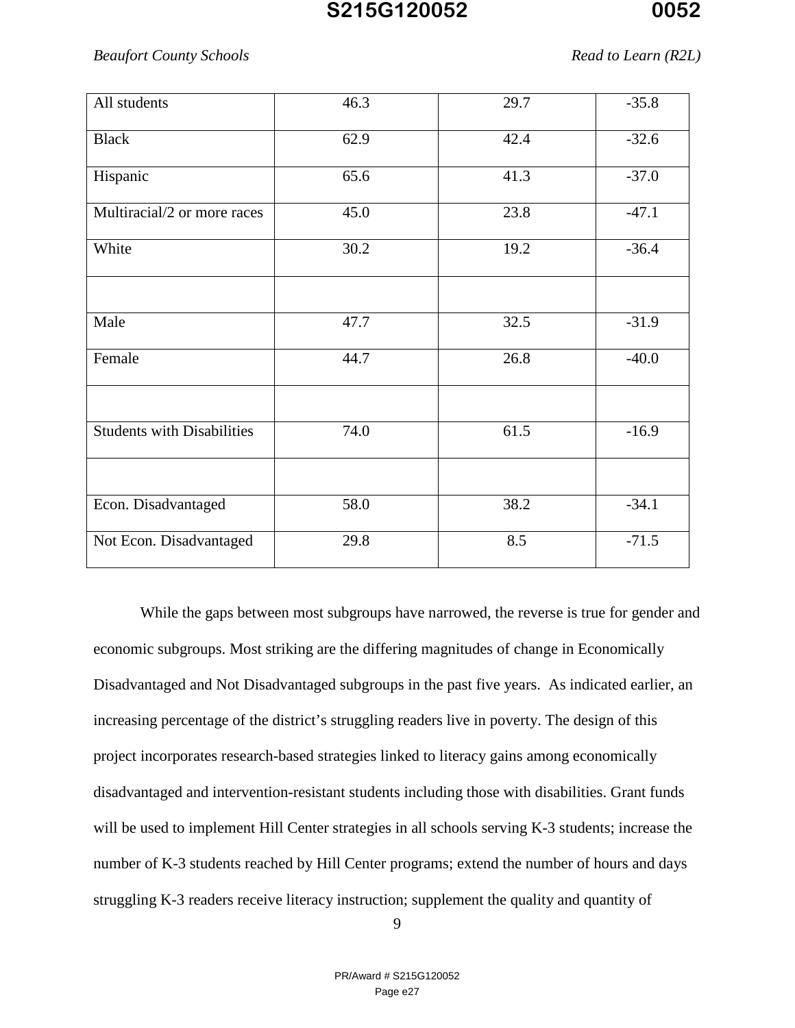| All students | 46.3 | 29.7 | -35.8 |
|---|---|---|---|
| Black | 62.9 | 42.4 | -32.6 |
| Hispanic | 65.6 | 41.3 | -37.0 |
| Multiracial/2 or more races | 45.0 | 23.8 | -47.1 |
| White | 30.2 | 19.2 | -36.4 |
| | | | |
| Male | 47.7 | 32.5 | -31.9 |
| Female | 44.7 | 26.8 | -40.0 |
| | | | |
| Students with Disabilities | 74.0 | 61.5 | -16.9 |
| | | | |
| Econ. Disadvantaged | 58.0 | 38.2 | -34.1 |
| Not Econ. Disadvantaged | 29.8 | 8.5 | -71.5 |

While the gaps between most subgroups have narrowed, the reverse is true for gender and economic subgroups. Most striking are the differing magnitudes of change in Economically Disadvantaged and Not Disadvantaged subgroups in the past five years. As indicated earlier, an increasing percentage of the district's struggling readers live in poverty. The design of this project incorporates research-based strategies linked to literacy gains among economically disadvantaged and intervention-resistant students including those with disabilities. Grant funds will be used to implement Hill Center strategies in all schools serving K-3 students; increase the number of K-3 students reached by Hill Center programs; extend the number of hours and days struggling K-3 readers receive literacy instruction; supplement the quality and quantity of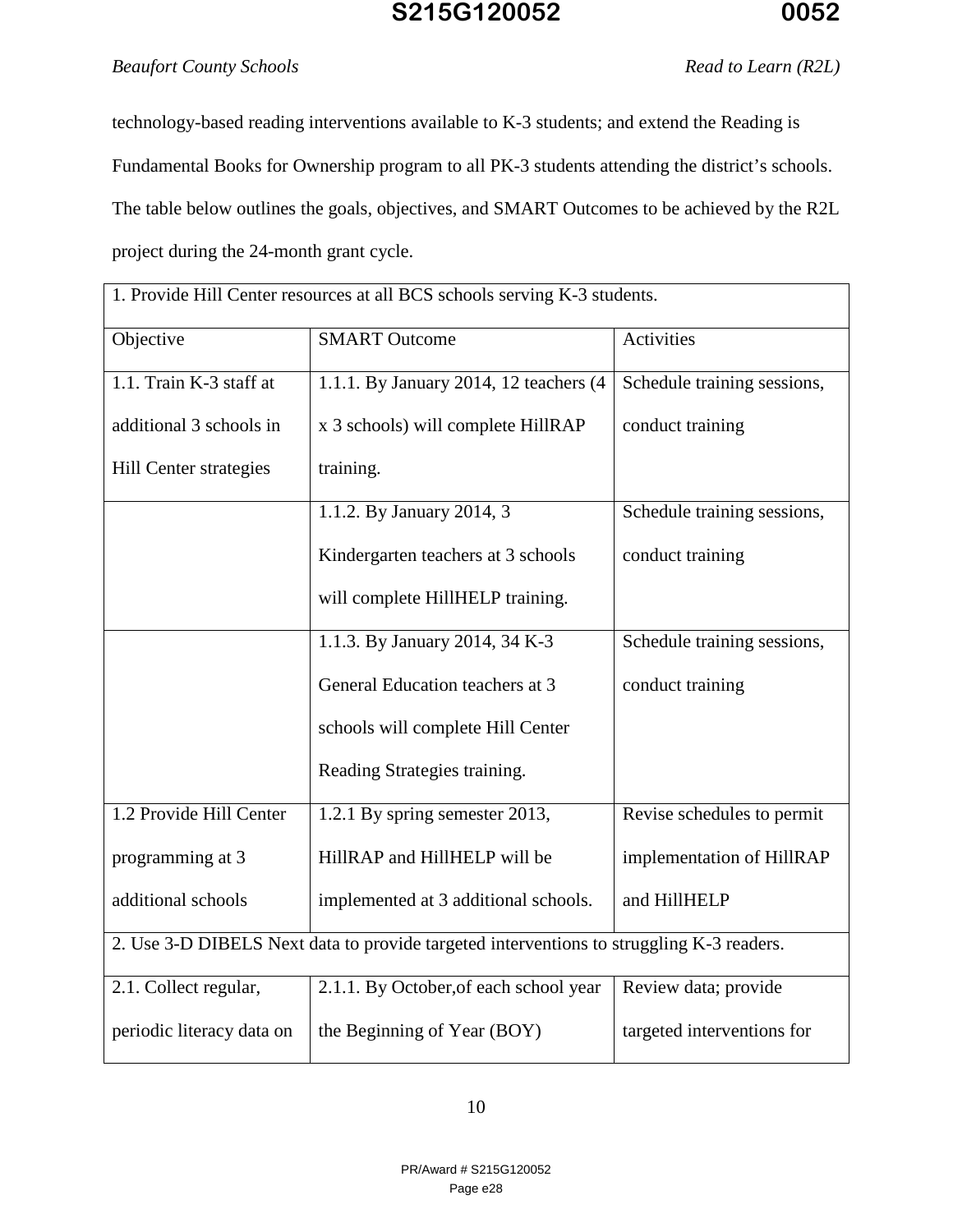technology-based reading interventions available to K-3 students; and extend the Reading is Fundamental Books for Ownership program to all PK-3 students attending the district's schools. The table below outlines the goals, objectives, and SMART Outcomes to be achieved by the R2L project during the 24-month grant cycle.

| 1. Provide Hill Center resources at all BCS schools serving K-3 students. | | |
|---|---|---|
| Objective | SMART Outcome | Activities |
| 1.1. Train K-3 staff at additional 3 schools in Hill Center strategies | 1.1.1. By January 2014, 12 teachers (4 x 3 schools) will complete HillRAP training. | Schedule training sessions, conduct training |
| | 1.1.2. By January 2014, 3 Kindergarten teachers at 3 schools will complete HillHELP training. | Schedule training sessions, conduct training |
| | 1.1.3. By January 2014, 34 K-3 General Education teachers at 3 schools will complete Hill Center Reading Strategies training. | Schedule training sessions, conduct training |
| 1.2 Provide Hill Center programming at 3 additional schools | 1.2.1 By spring semester 2013, HillRAP and HillHELP will be implemented at 3 additional schools. | Revise schedules to permit implementation of HillRAP and HillHELP |
| 2. Use 3-D DIBELS Next data to provide targeted interventions to struggling K-3 readers. | | |
| 2.1. Collect regular, periodic literacy data on | 2.1.1. By October,of each school year the Beginning of Year (BOY) | Review data; provide targeted interventions for |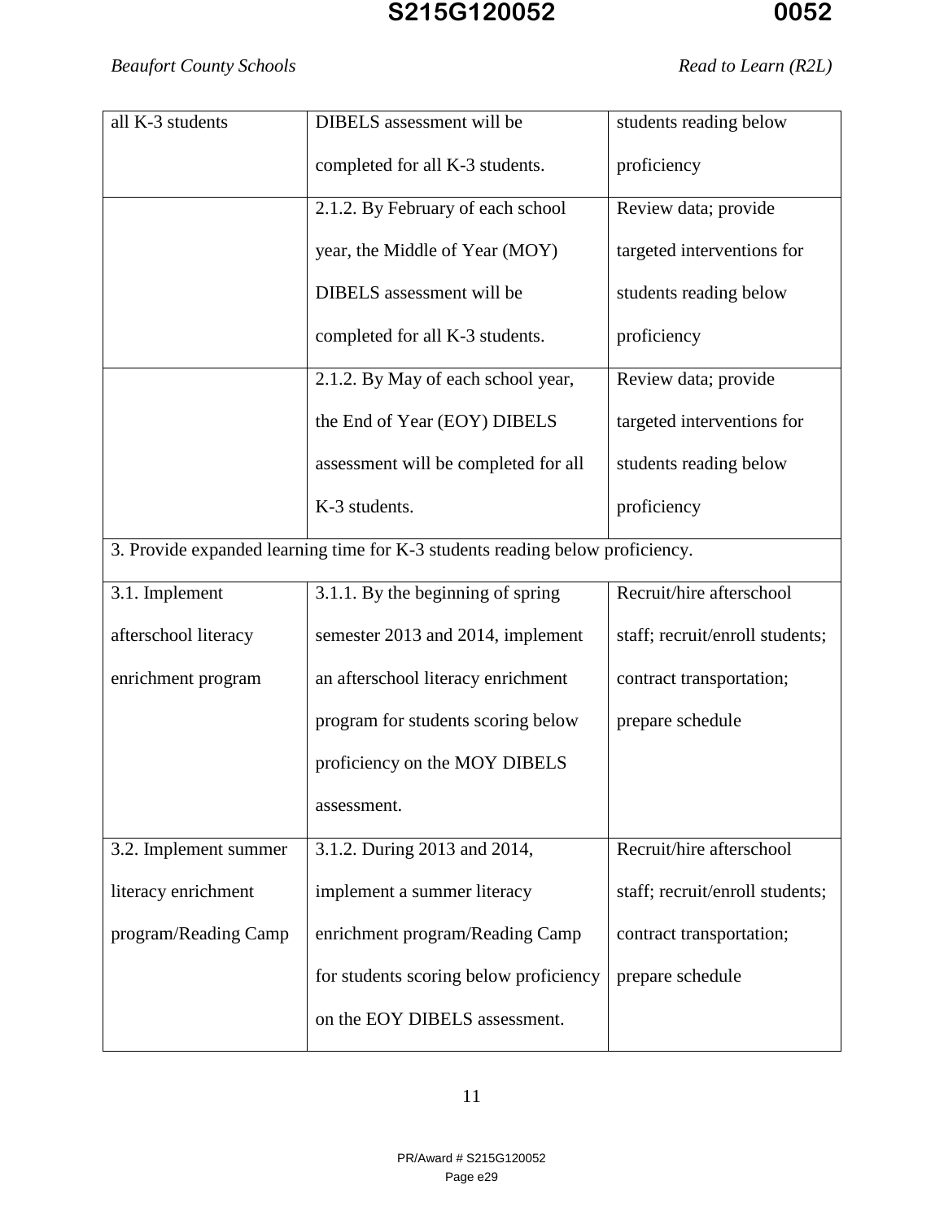| | | |
|---|---|---|
| all K-3 students | DIBELS assessment will be completed for all K-3 students. | students reading below proficiency |
| | 2.1.2. By February of each school year, the Middle of Year (MOY) DIBELS assessment will be completed for all K-3 students. | Review data; provide targeted interventions for students reading below proficiency |
| | 2.1.2. By May of each school year, the End of Year (EOY) DIBELS assessment will be completed for all K-3 students. | Review data; provide targeted interventions for students reading below proficiency |
| 3. Provide expanded learning time for K-3 students reading below proficiency. | | |
| 3.1. Implement afterschool literacy enrichment program | 3.1.1. By the beginning of spring semester 2013 and 2014, implement an afterschool literacy enrichment program for students scoring below proficiency on the MOY DIBELS assessment. | Recruit/hire afterschool staff; recruit/enroll students; contract transportation; prepare schedule |
| 3.2. Implement summer literacy enrichment program/Reading Camp | 3.1.2. During 2013 and 2014, implement a summer literacy enrichment program/Reading Camp for students scoring below proficiency on the EOY DIBELS assessment. | Recruit/hire afterschool staff; recruit/enroll students; contract transportation; prepare schedule |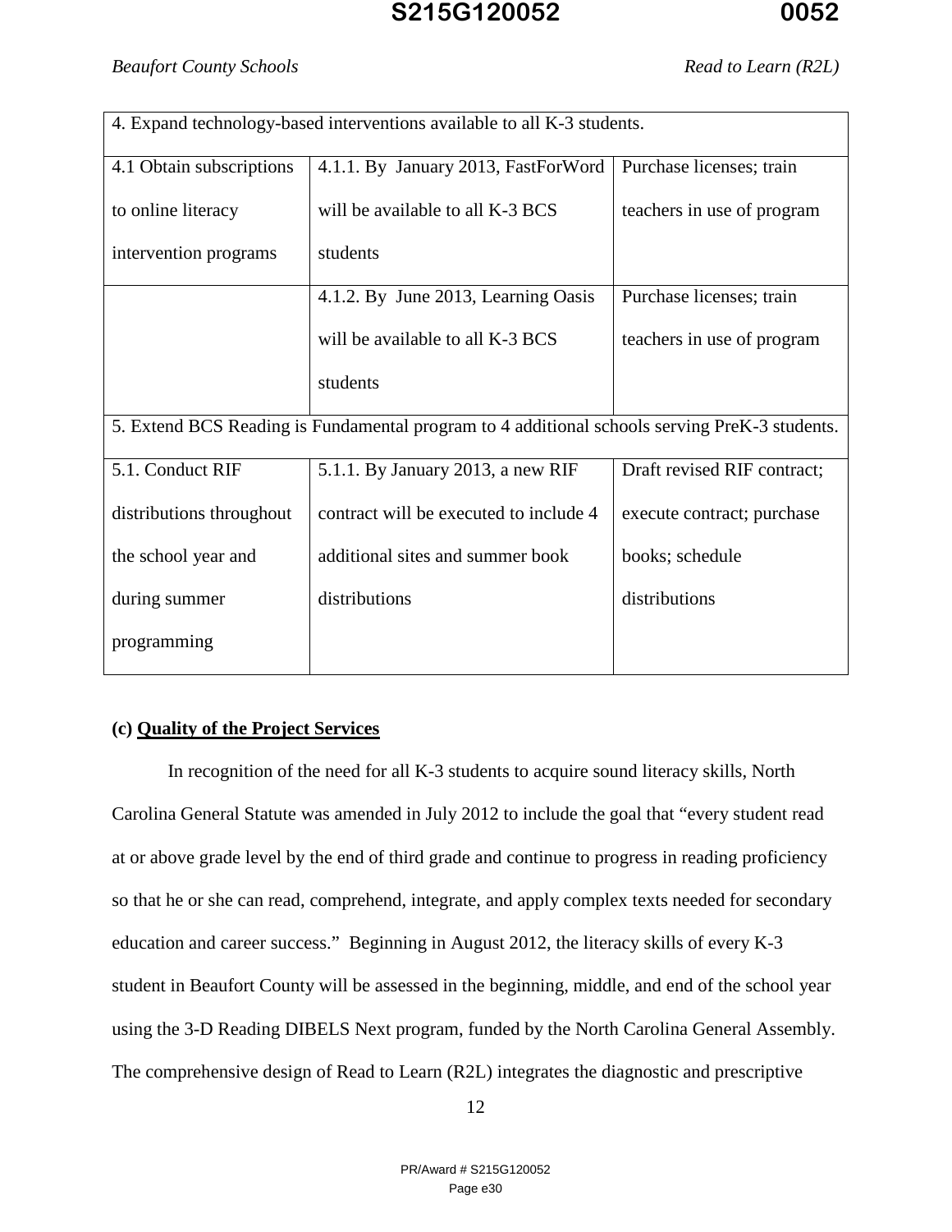| 4. Expand technology-based interventions available to all K-3 students. | | |
|---|---|---|
| 4.1 Obtain subscriptions to online literacy intervention programs | 4.1.1. By January 2013, FastForWord will be available to all K-3 BCS students | Purchase licenses; train teachers in use of program |
| | 4.1.2. By June 2013, Learning Oasis will be available to all K-3 BCS students | Purchase licenses; train teachers in use of program |
| 5. Extend BCS Reading is Fundamental program to 4 additional schools serving PreK-3 students. | | |
| 5.1. Conduct RIF distributions throughout the school year and during summer programming | 5.1.1. By January 2013, a new RIF contract will be executed to include 4 additional sites and summer book distributions | Draft revised RIF contract; execute contract; purchase books; schedule distributions |

**(c) <u>Quality of the Project Services</u>**

In recognition of the need for all K-3 students to acquire sound literacy skills, North Carolina General Statute was amended in July 2012 to include the goal that "every student read at or above grade level by the end of third grade and continue to progress in reading proficiency so that he or she can read, comprehend, integrate, and apply complex texts needed for secondary education and career success." Beginning in August 2012, the literacy skills of every K-3 student in Beaufort County will be assessed in the beginning, middle, and end of the school year using the 3-D Reading DIBELS Next program, funded by the North Carolina General Assembly. The comprehensive design of Read to Learn (R2L) integrates the diagnostic and prescriptive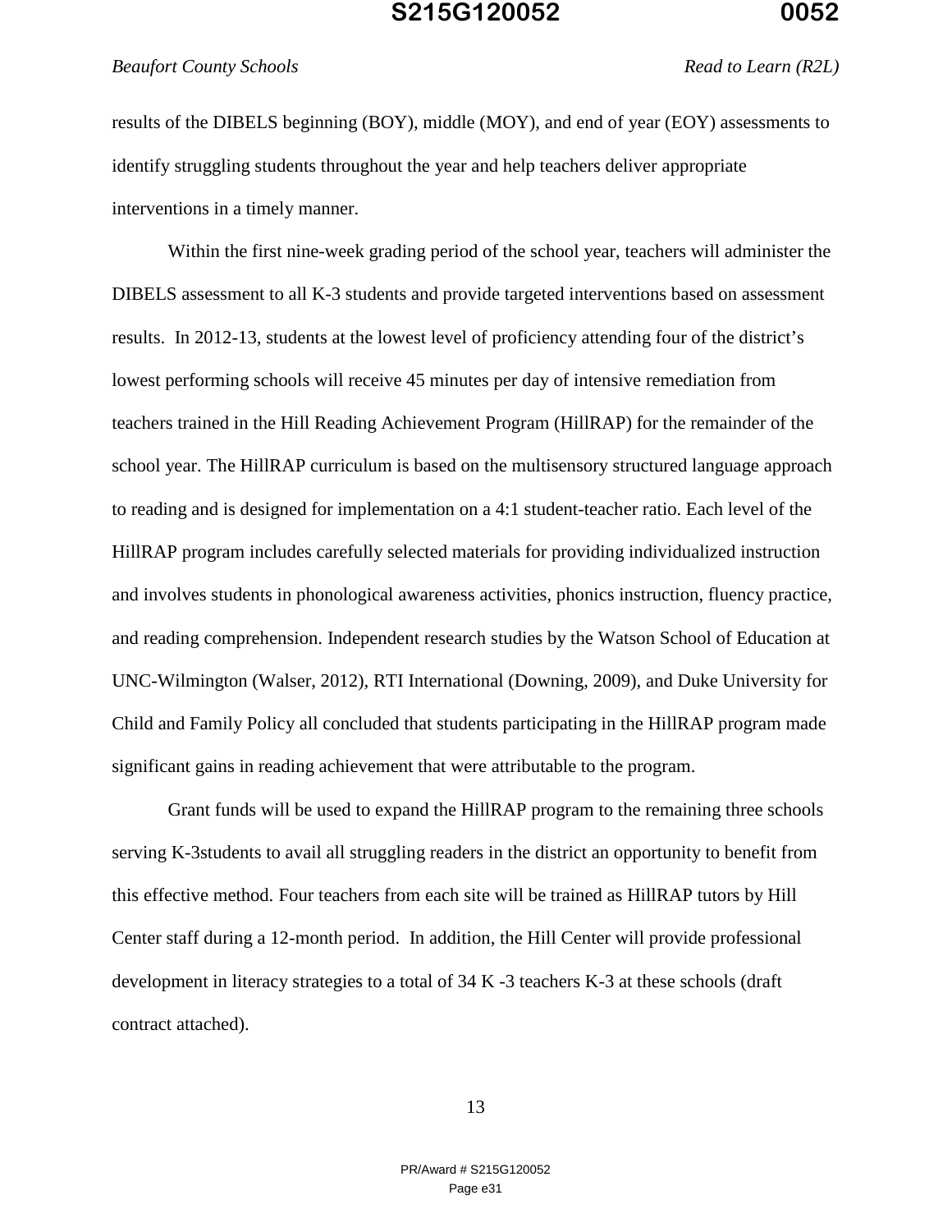results of the DIBELS beginning (BOY), middle (MOY), and end of year (EOY) assessments to identify struggling students throughout the year and help teachers deliver appropriate interventions in a timely manner.

Within the first nine-week grading period of the school year, teachers will administer the DIBELS assessment to all K-3 students and provide targeted interventions based on assessment results. In 2012-13, students at the lowest level of proficiency attending four of the district's lowest performing schools will receive 45 minutes per day of intensive remediation from teachers trained in the Hill Reading Achievement Program (HillRAP) for the remainder of the school year. The HillRAP curriculum is based on the multisensory structured language approach to reading and is designed for implementation on a 4:1 student-teacher ratio. Each level of the HillRAP program includes carefully selected materials for providing individualized instruction and involves students in phonological awareness activities, phonics instruction, fluency practice, and reading comprehension. Independent research studies by the Watson School of Education at UNC-Wilmington (Walser, 2012), RTI International (Downing, 2009), and Duke University for Child and Family Policy all concluded that students participating in the HillRAP program made significant gains in reading achievement that were attributable to the program.

Grant funds will be used to expand the HillRAP program to the remaining three schools serving K-3students to avail all struggling readers in the district an opportunity to benefit from this effective method. Four teachers from each site will be trained as HillRAP tutors by Hill Center staff during a 12-month period. In addition, the Hill Center will provide professional development in literacy strategies to a total of 34 K -3 teachers K-3 at these schools (draft contract attached).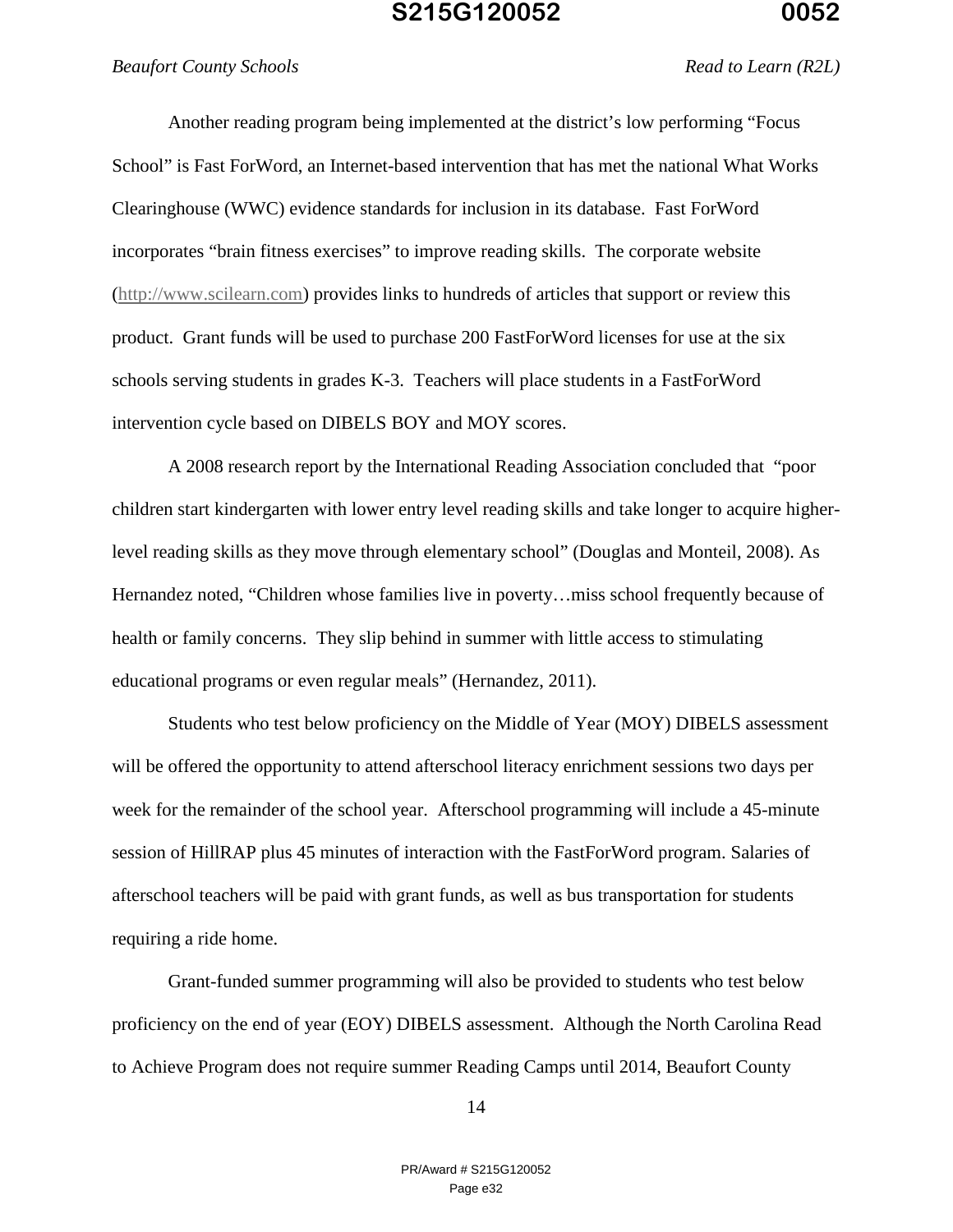Another reading program being implemented at the district's low performing "Focus School" is Fast ForWord, an Internet-based intervention that has met the national What Works Clearinghouse (WWC) evidence standards for inclusion in its database. Fast ForWord incorporates "brain fitness exercises" to improve reading skills. The corporate website (http://www.scilearn.com) provides links to hundreds of articles that support or review this product. Grant funds will be used to purchase 200 FastForWord licenses for use at the six schools serving students in grades K-3. Teachers will place students in a FastForWord intervention cycle based on DIBELS BOY and MOY scores.

A 2008 research report by the International Reading Association concluded that "poor children start kindergarten with lower entry level reading skills and take longer to acquire higher-level reading skills as they move through elementary school" (Douglas and Monteil, 2008). As Hernandez noted, "Children whose families live in poverty…miss school frequently because of health or family concerns. They slip behind in summer with little access to stimulating educational programs or even regular meals" (Hernandez, 2011).

Students who test below proficiency on the Middle of Year (MOY) DIBELS assessment will be offered the opportunity to attend afterschool literacy enrichment sessions two days per week for the remainder of the school year. Afterschool programming will include a 45-minute session of HillRAP plus 45 minutes of interaction with the FastForWord program. Salaries of afterschool teachers will be paid with grant funds, as well as bus transportation for students requiring a ride home.

Grant-funded summer programming will also be provided to students who test below proficiency on the end of year (EOY) DIBELS assessment. Although the North Carolina Read to Achieve Program does not require summer Reading Camps until 2014, Beaufort County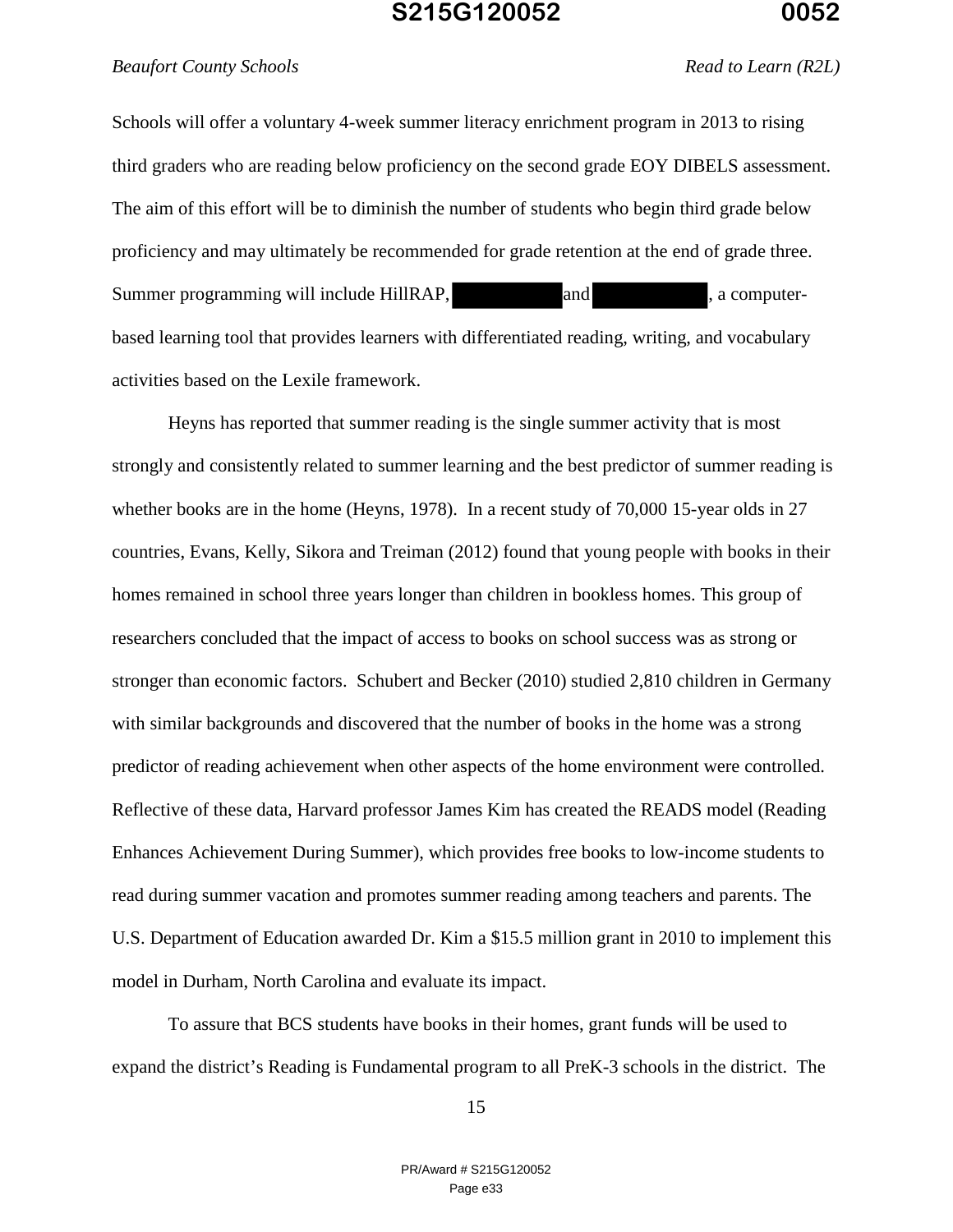Schools will offer a voluntary 4-week summer literacy enrichment program in 2013 to rising third graders who are reading below proficiency on the second grade EOY DIBELS assessment. The aim of this effort will be to diminish the number of students who begin third grade below proficiency and may ultimately be recommended for grade retention at the end of grade three. Summer programming will include HillRAP, [redacted] and [redacted], a computer-based learning tool that provides learners with differentiated reading, writing, and vocabulary activities based on the Lexile framework.

Heyns has reported that summer reading is the single summer activity that is most strongly and consistently related to summer learning and the best predictor of summer reading is whether books are in the home (Heyns, 1978). In a recent study of 70,000 15-year olds in 27 countries, Evans, Kelly, Sikora and Treiman (2012) found that young people with books in their homes remained in school three years longer than children in bookless homes. This group of researchers concluded that the impact of access to books on school success was as strong or stronger than economic factors. Schubert and Becker (2010) studied 2,810 children in Germany with similar backgrounds and discovered that the number of books in the home was a strong predictor of reading achievement when other aspects of the home environment were controlled. Reflective of these data, Harvard professor James Kim has created the READS model (Reading Enhances Achievement During Summer), which provides free books to low-income students to read during summer vacation and promotes summer reading among teachers and parents. The U.S. Department of Education awarded Dr. Kim a $15.5 million grant in 2010 to implement this model in Durham, North Carolina and evaluate its impact.

To assure that BCS students have books in their homes, grant funds will be used to expand the district's Reading is Fundamental program to all PreK-3 schools in the district. The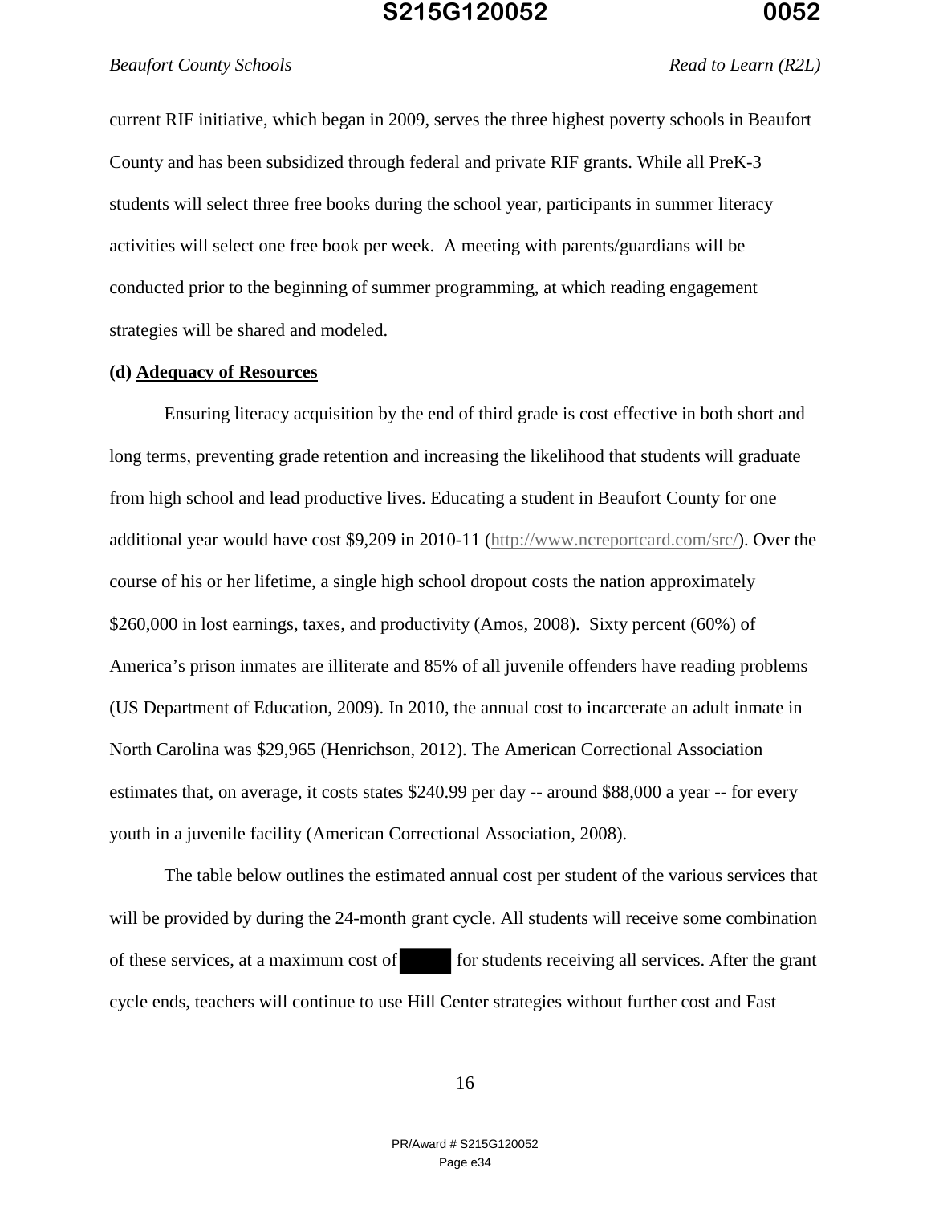current RIF initiative, which began in 2009, serves the three highest poverty schools in Beaufort County and has been subsidized through federal and private RIF grants. While all PreK-3 students will select three free books during the school year, participants in summer literacy activities will select one free book per week. A meeting with parents/guardians will be conducted prior to the beginning of summer programming, at which reading engagement strategies will be shared and modeled.

**(d) Adequacy of Resources**

Ensuring literacy acquisition by the end of third grade is cost effective in both short and long terms, preventing grade retention and increasing the likelihood that students will graduate from high school and lead productive lives. Educating a student in Beaufort County for one additional year would have cost $9,209 in 2010-11 (http://www.ncreportcard.com/src/). Over the course of his or her lifetime, a single high school dropout costs the nation approximately $260,000 in lost earnings, taxes, and productivity (Amos, 2008). Sixty percent (60%) of America's prison inmates are illiterate and 85% of all juvenile offenders have reading problems (US Department of Education, 2009). In 2010, the annual cost to incarcerate an adult inmate in North Carolina was $29,965 (Henrichson, 2012). The American Correctional Association estimates that, on average, it costs states $240.99 per day -- around $88,000 a year -- for every youth in a juvenile facility (American Correctional Association, 2008).

The table below outlines the estimated annual cost per student of the various services that will be provided by during the 24-month grant cycle. All students will receive some combination of these services, at a maximum cost of ████ for students receiving all services. After the grant cycle ends, teachers will continue to use Hill Center strategies without further cost and Fast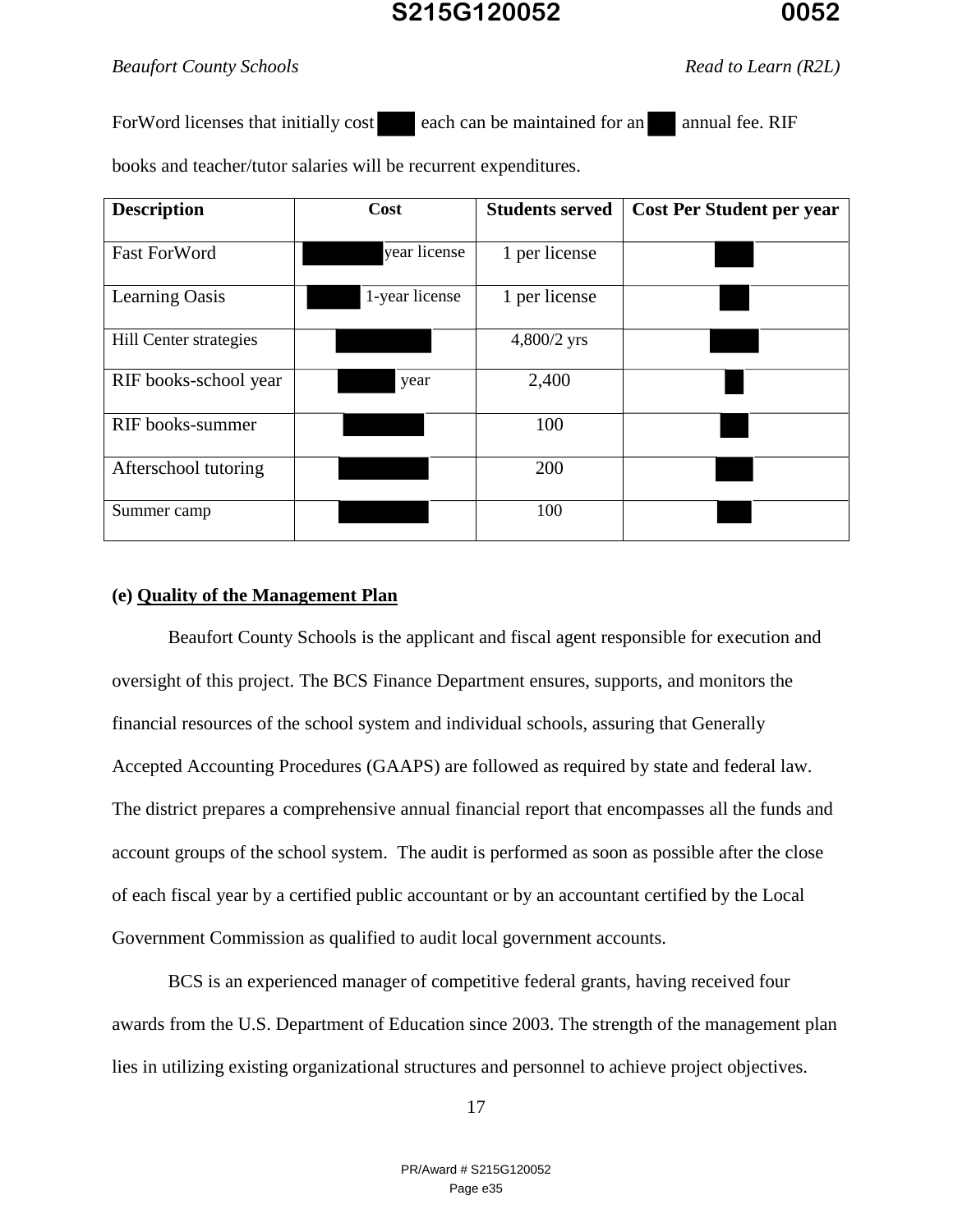ForWord licenses that initially cost each can be maintained for an annual fee. RIF books and teacher/tutor salaries will be recurrent expenditures.

| Description | Cost | Students served | Cost Per Student per year |
|---|---|---|---|
| Fast ForWord | year license | 1 per license | |
| Learning Oasis | 1-year license | 1 per license | |
| Hill Center strategies | | 4,800/2 yrs | |
| RIF books-school year | year | 2,400 | |
| RIF books-summer | | 100 | |
| Afterschool tutoring | | 200 | |
| Summer camp | | 100 | |

**(e) Quality of the Management Plan**

Beaufort County Schools is the applicant and fiscal agent responsible for execution and oversight of this project. The BCS Finance Department ensures, supports, and monitors the financial resources of the school system and individual schools, assuring that Generally Accepted Accounting Procedures (GAAPS) are followed as required by state and federal law. The district prepares a comprehensive annual financial report that encompasses all the funds and account groups of the school system. The audit is performed as soon as possible after the close of each fiscal year by a certified public accountant or by an accountant certified by the Local Government Commission as qualified to audit local government accounts.

BCS is an experienced manager of competitive federal grants, having received four awards from the U.S. Department of Education since 2003. The strength of the management plan lies in utilizing existing organizational structures and personnel to achieve project objectives.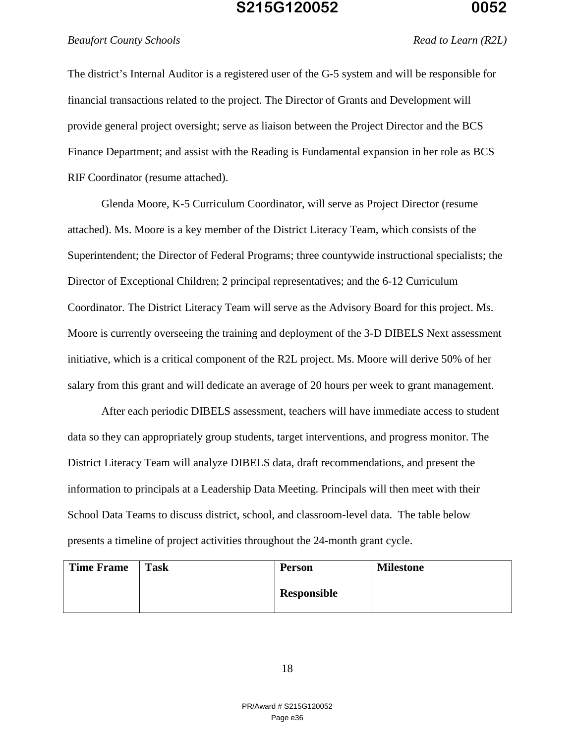The district's Internal Auditor is a registered user of the G-5 system and will be responsible for financial transactions related to the project. The Director of Grants and Development will provide general project oversight; serve as liaison between the Project Director and the BCS Finance Department; and assist with the Reading is Fundamental expansion in her role as BCS RIF Coordinator (resume attached).

Glenda Moore, K-5 Curriculum Coordinator, will serve as Project Director (resume attached). Ms. Moore is a key member of the District Literacy Team, which consists of the Superintendent; the Director of Federal Programs; three countywide instructional specialists; the Director of Exceptional Children; 2 principal representatives; and the 6-12 Curriculum Coordinator. The District Literacy Team will serve as the Advisory Board for this project. Ms. Moore is currently overseeing the training and deployment of the 3-D DIBELS Next assessment initiative, which is a critical component of the R2L project. Ms. Moore will derive 50% of her salary from this grant and will dedicate an average of 20 hours per week to grant management.

After each periodic DIBELS assessment, teachers will have immediate access to student data so they can appropriately group students, target interventions, and progress monitor. The District Literacy Team will analyze DIBELS data, draft recommendations, and present the information to principals at a Leadership Data Meeting. Principals will then meet with their School Data Teams to discuss district, school, and classroom-level data. The table below presents a timeline of project activities throughout the 24-month grant cycle.

| Time Frame | Task | Person Responsible | Milestone |
|---|---|---|---|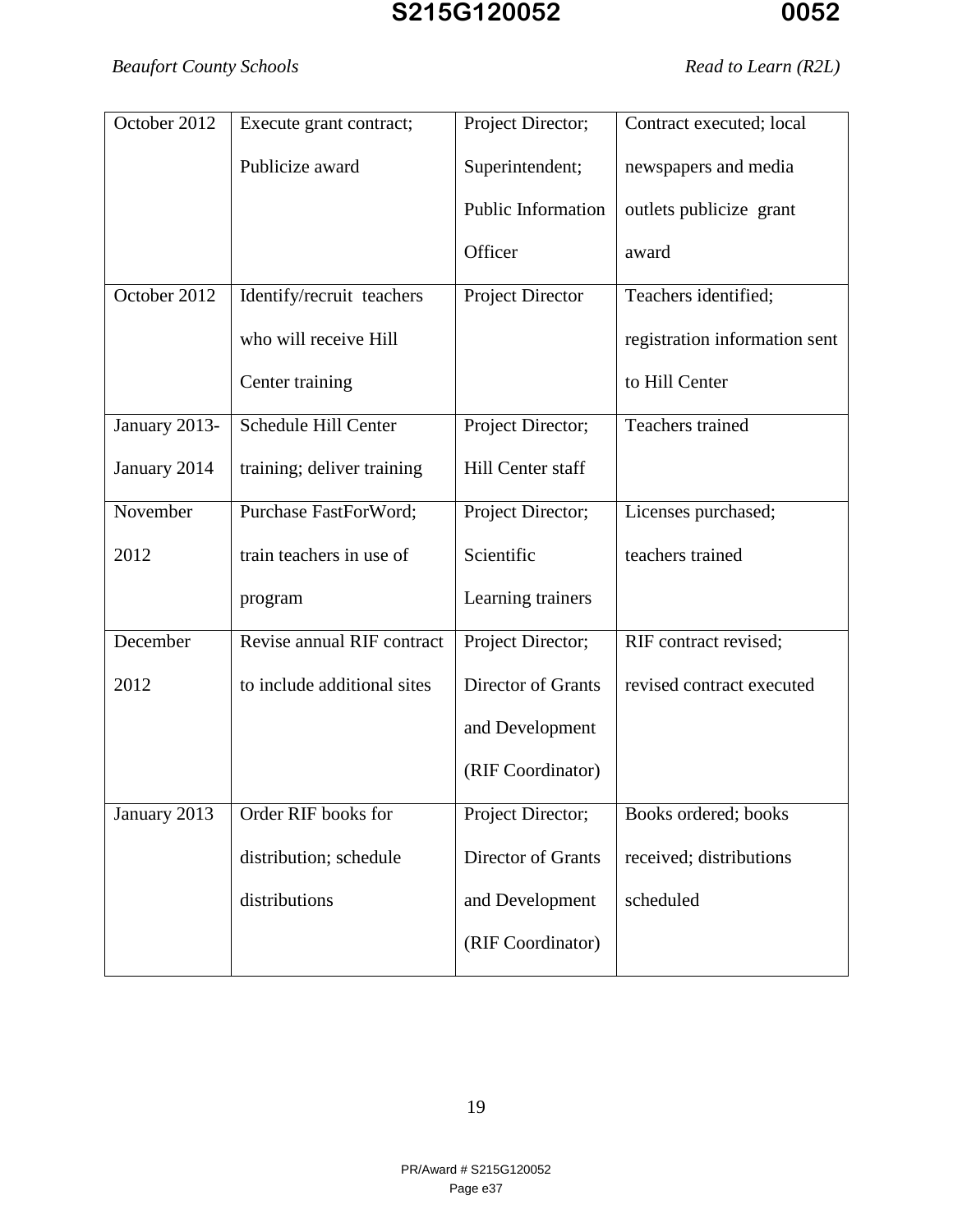| October 2012 | Execute grant contract; Publicize award | Project Director; Superintendent; Public Information Officer | Contract executed; local newspapers and media outlets publicize grant award |
|---|---|---|---|
| October 2012 | Identify/recruit teachers who will receive Hill Center training | Project Director | Teachers identified; registration information sent to Hill Center |
| January 2013-January 2014 | Schedule Hill Center training; deliver training | Project Director; Hill Center staff | Teachers trained |
| November 2012 | Purchase FastForWord; train teachers in use of program | Project Director; Scientific Learning trainers | Licenses purchased; teachers trained |
| December 2012 | Revise annual RIF contract to include additional sites | Project Director; Director of Grants and Development (RIF Coordinator) | RIF contract revised; revised contract executed |
| January 2013 | Order RIF books for distribution; schedule distributions | Project Director; Director of Grants and Development (RIF Coordinator) | Books ordered; books received; distributions scheduled |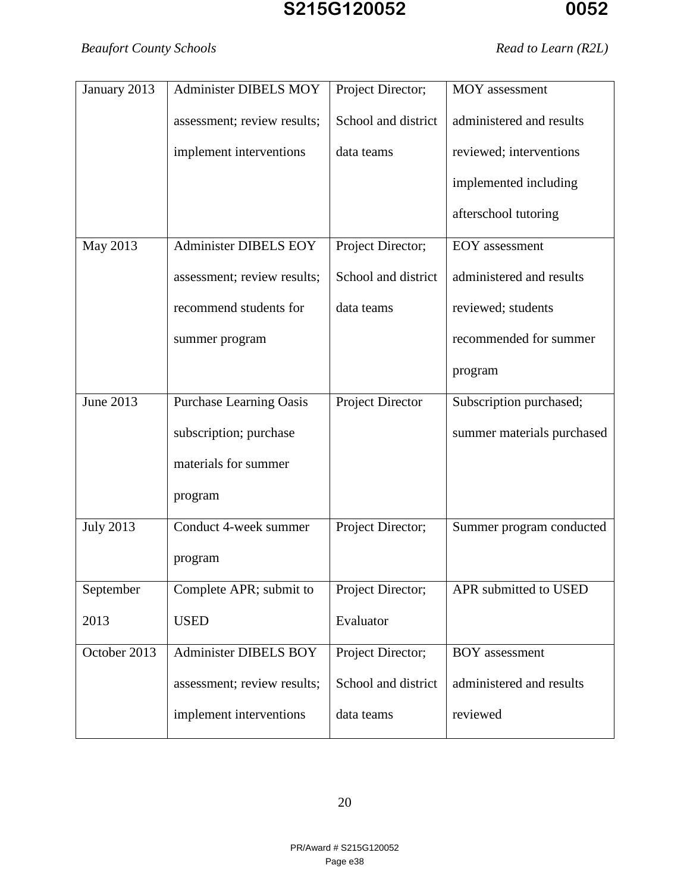| January 2013 | Administer DIBELS MOY assessment; review results; implement interventions | Project Director; School and district data teams | MOY assessment administered and results reviewed; interventions implemented including afterschool tutoring |
|---|---|---|---|
| May 2013 | Administer DIBELS EOY assessment; review results; recommend students for summer program | Project Director; School and district data teams | EOY assessment administered and results reviewed; students recommended for summer program |
| June 2013 | Purchase Learning Oasis subscription; purchase materials for summer program | Project Director | Subscription purchased; summer materials purchased |
| July 2013 | Conduct 4-week summer program | Project Director; | Summer program conducted |
| September 2013 | Complete APR; submit to USED | Project Director; Evaluator | APR submitted to USED |
| October 2013 | Administer DIBELS BOY assessment; review results; implement interventions | Project Director; School and district data teams | BOY assessment administered and results reviewed |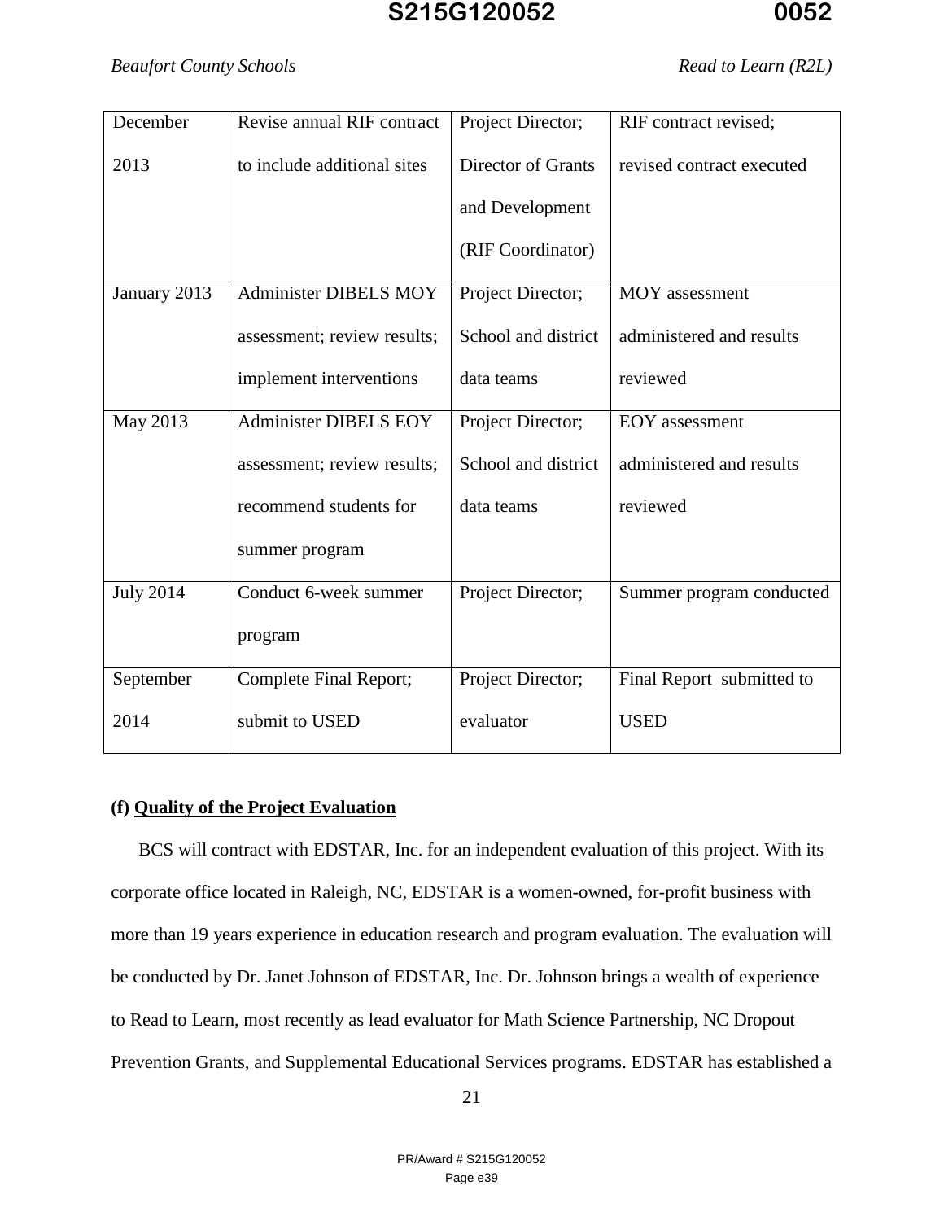| December 2013 | Revise annual RIF contract to include additional sites | Project Director; Director of Grants and Development (RIF Coordinator) | RIF contract revised; revised contract executed |
|---|---|---|---|
| January 2013 | Administer DIBELS MOY assessment; review results; implement interventions | Project Director; School and district data teams | MOY assessment administered and results reviewed |
| May 2013 | Administer DIBELS EOY assessment; review results; recommend students for summer program | Project Director; School and district data teams | EOY assessment administered and results reviewed |
| July 2014 | Conduct 6-week summer program | Project Director; | Summer program conducted |
| September 2014 | Complete Final Report; submit to USED | Project Director; evaluator | Final Report submitted to USED |

**(f) <u>Quality of the Project Evaluation</u>**

BCS will contract with EDSTAR, Inc. for an independent evaluation of this project. With its corporate office located in Raleigh, NC, EDSTAR is a women-owned, for-profit business with more than 19 years experience in education research and program evaluation. The evaluation will be conducted by Dr. Janet Johnson of EDSTAR, Inc. Dr. Johnson brings a wealth of experience to Read to Learn, most recently as lead evaluator for Math Science Partnership, NC Dropout Prevention Grants, and Supplemental Educational Services programs. EDSTAR has established a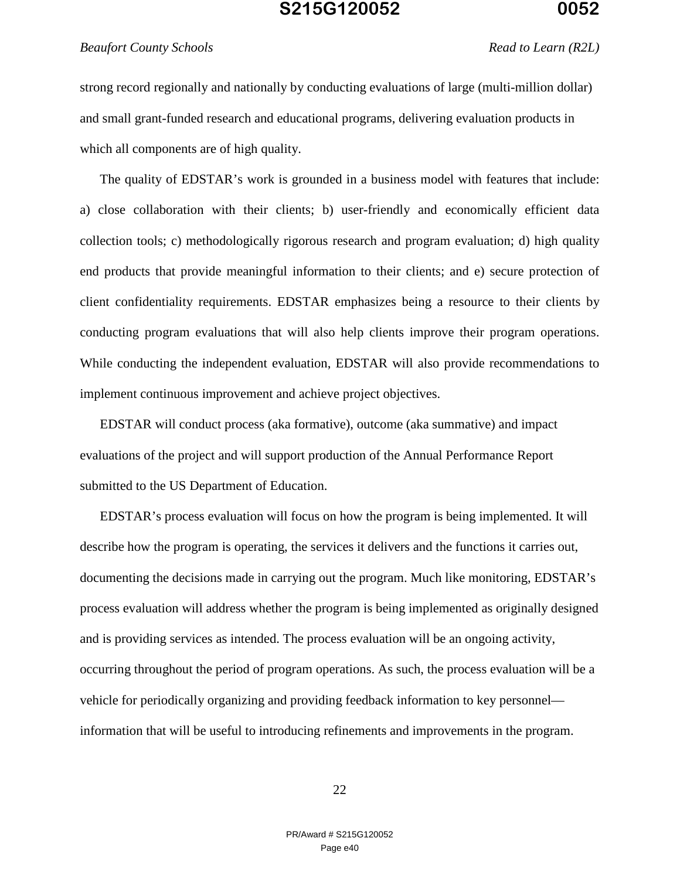strong record regionally and nationally by conducting evaluations of large (multi-million dollar) and small grant-funded research and educational programs, delivering evaluation products in which all components are of high quality.

The quality of EDSTAR's work is grounded in a business model with features that include: a) close collaboration with their clients; b) user-friendly and economically efficient data collection tools; c) methodologically rigorous research and program evaluation; d) high quality end products that provide meaningful information to their clients; and e) secure protection of client confidentiality requirements. EDSTAR emphasizes being a resource to their clients by conducting program evaluations that will also help clients improve their program operations. While conducting the independent evaluation, EDSTAR will also provide recommendations to implement continuous improvement and achieve project objectives.

EDSTAR will conduct process (aka formative), outcome (aka summative) and impact evaluations of the project and will support production of the Annual Performance Report submitted to the US Department of Education.

EDSTAR's process evaluation will focus on how the program is being implemented. It will describe how the program is operating, the services it delivers and the functions it carries out, documenting the decisions made in carrying out the program. Much like monitoring, EDSTAR's process evaluation will address whether the program is being implemented as originally designed and is providing services as intended. The process evaluation will be an ongoing activity, occurring throughout the period of program operations. As such, the process evaluation will be a vehicle for periodically organizing and providing feedback information to key personnel—information that will be useful to introducing refinements and improvements in the program.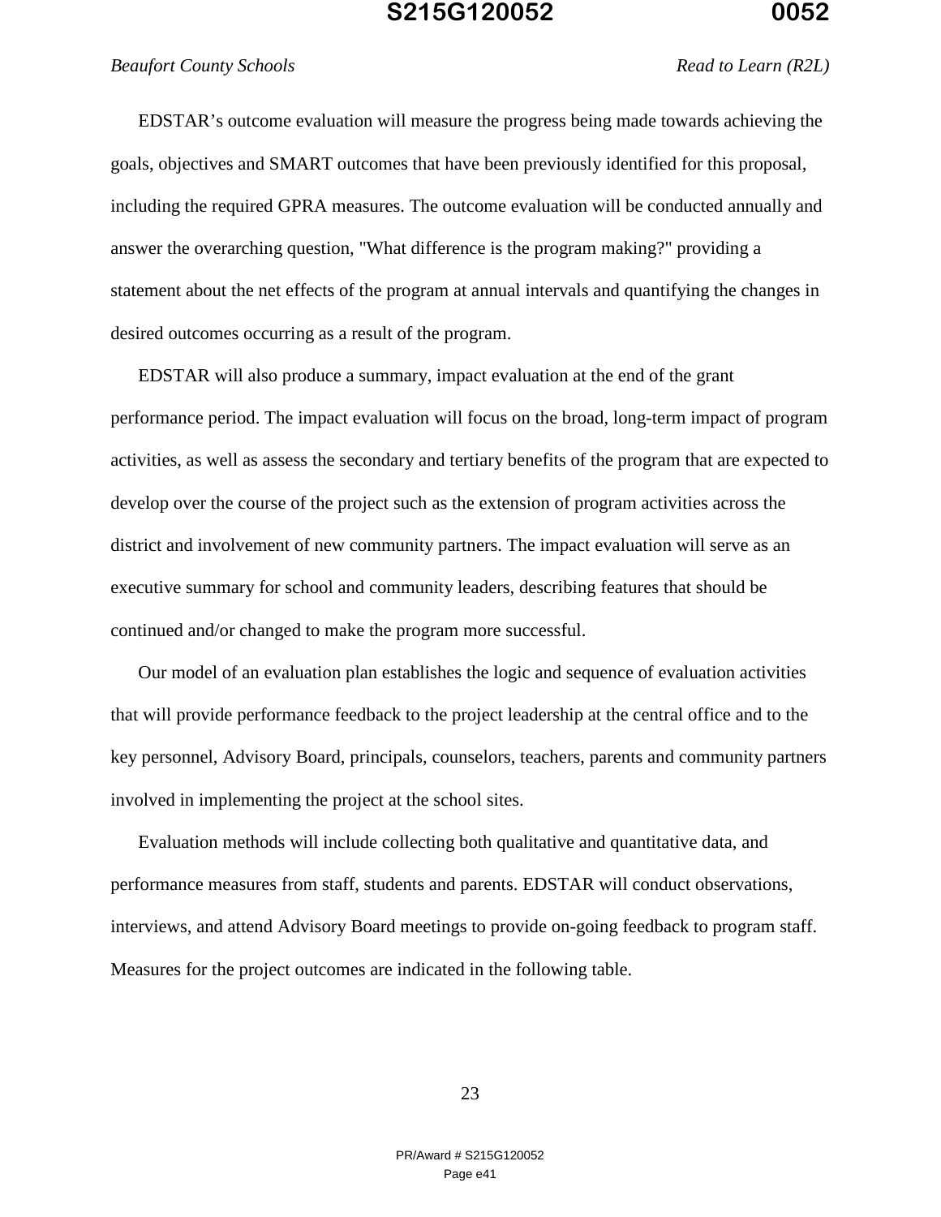EDSTAR's outcome evaluation will measure the progress being made towards achieving the goals, objectives and SMART outcomes that have been previously identified for this proposal, including the required GPRA measures. The outcome evaluation will be conducted annually and answer the overarching question, "What difference is the program making?" providing a statement about the net effects of the program at annual intervals and quantifying the changes in desired outcomes occurring as a result of the program.

EDSTAR will also produce a summary, impact evaluation at the end of the grant performance period. The impact evaluation will focus on the broad, long-term impact of program activities, as well as assess the secondary and tertiary benefits of the program that are expected to develop over the course of the project such as the extension of program activities across the district and involvement of new community partners. The impact evaluation will serve as an executive summary for school and community leaders, describing features that should be continued and/or changed to make the program more successful.

Our model of an evaluation plan establishes the logic and sequence of evaluation activities that will provide performance feedback to the project leadership at the central office and to the key personnel, Advisory Board, principals, counselors, teachers, parents and community partners involved in implementing the project at the school sites.

Evaluation methods will include collecting both qualitative and quantitative data, and performance measures from staff, students and parents. EDSTAR will conduct observations, interviews, and attend Advisory Board meetings to provide on-going feedback to program staff. Measures for the project outcomes are indicated in the following table.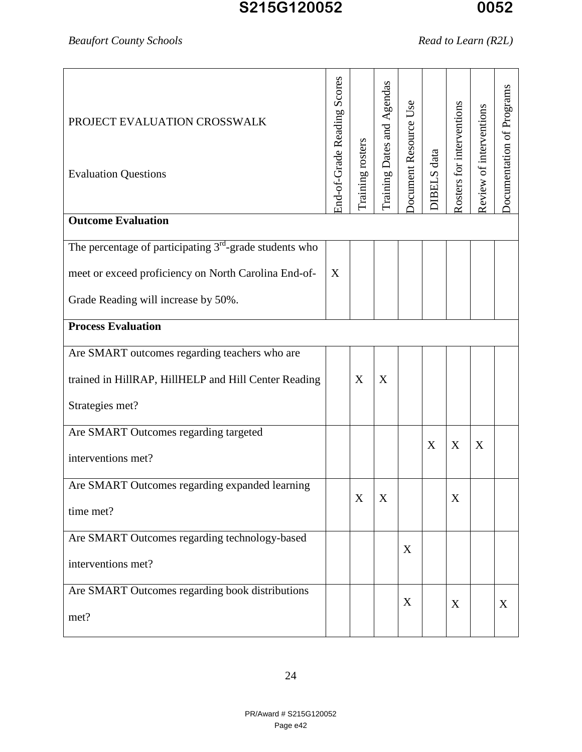| PROJECT EVALUATION CROSSWALK<br><br>Evaluation Questions | End-of-Grade Reading Scores | Training rosters | Training Dates and Agendas | Document Resource Use | DIBELS data | Rosters for interventions | Review of interventions | Documentation of Programs |
|---|---|---|---|---|---|---|---|---|
| **Outcome Evaluation** | | | | | | | | |
| The percentage of participating 3rd-grade students who meet or exceed proficiency on North Carolina End-of-Grade Reading will increase by 50%. | X | | | | | | | |
| **Process Evaluation** | | | | | | | | |
| Are SMART outcomes regarding teachers who are trained in HillRAP, HillHELP and Hill Center Reading Strategies met? | | X | X | | | | | |
| Are SMART Outcomes regarding targeted interventions met? | | | | | X | X | X | |
| Are SMART Outcomes regarding expanded learning time met? | | X | X | | | X | | |
| Are SMART Outcomes regarding technology-based interventions met? | | | | X | | | | |
| Are SMART Outcomes regarding book distributions met? | | | | X | | X | | X |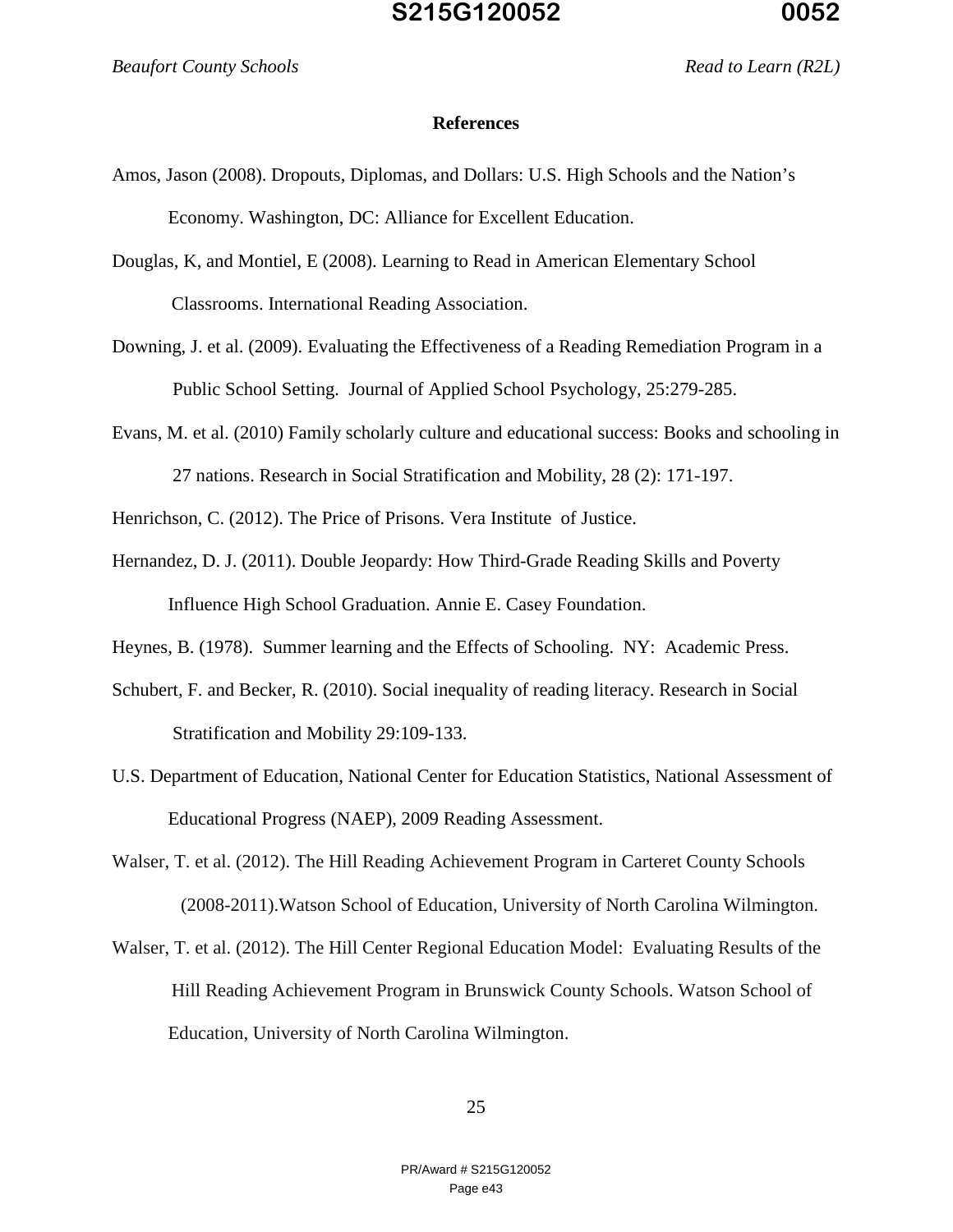## References

Amos, Jason (2008). Dropouts, Diplomas, and Dollars: U.S. High Schools and the Nation's Economy. Washington, DC: Alliance for Excellent Education.

Douglas, K, and Montiel, E (2008). Learning to Read in American Elementary School Classrooms. International Reading Association.

Downing, J. et al. (2009). Evaluating the Effectiveness of a Reading Remediation Program in a Public School Setting. Journal of Applied School Psychology, 25:279-285.

Evans, M. et al. (2010) Family scholarly culture and educational success: Books and schooling in 27 nations. Research in Social Stratification and Mobility, 28 (2): 171-197.

Henrichson, C. (2012). The Price of Prisons. Vera Institute of Justice.

Hernandez, D. J. (2011). Double Jeopardy: How Third-Grade Reading Skills and Poverty Influence High School Graduation. Annie E. Casey Foundation.

Heynes, B. (1978). Summer learning and the Effects of Schooling. NY: Academic Press.

Schubert, F. and Becker, R. (2010). Social inequality of reading literacy. Research in Social Stratification and Mobility 29:109-133.

U.S. Department of Education, National Center for Education Statistics, National Assessment of Educational Progress (NAEP), 2009 Reading Assessment.

Walser, T. et al. (2012). The Hill Reading Achievement Program in Carteret County Schools (2008-2011).Watson School of Education, University of North Carolina Wilmington.

Walser, T. et al. (2012). The Hill Center Regional Education Model: Evaluating Results of the Hill Reading Achievement Program in Brunswick County Schools. Watson School of Education, University of North Carolina Wilmington.